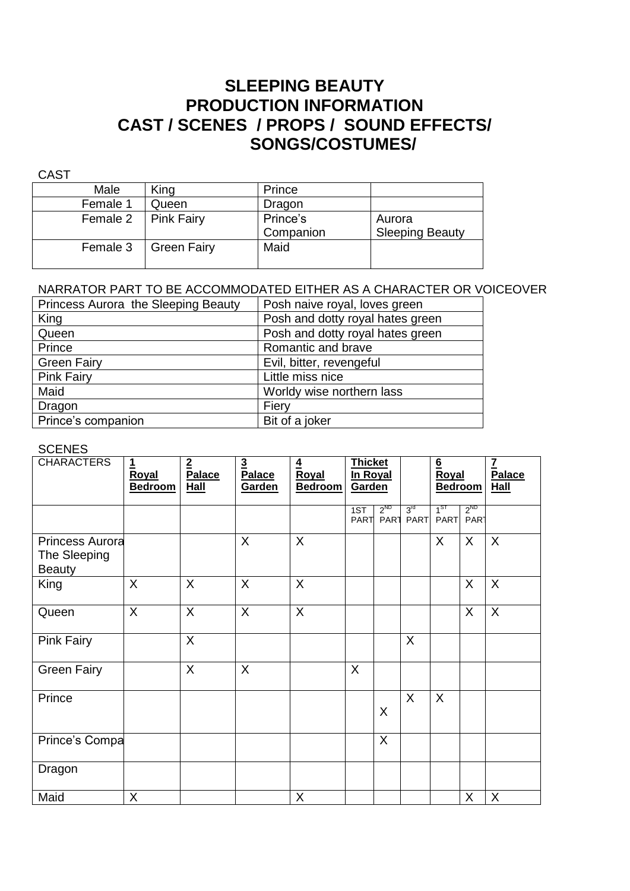# SLEEPING BEAUTY
# PRODUCTION INFORMATION
# CAST / SCENES / PROPS / SOUND EFFECTS/ SONGS/COSTUMES/

CAST

| | | | |
|---|---|---|---|
| Male | King | Prince | |
| Female 1 | Queen | Dragon | |
| Female 2 | Pink Fairy | Prince's Companion | Aurora Sleeping Beauty |
| Female 3 | Green Fairy | Maid | |

NARRATOR PART TO BE ACCOMMODATED EITHER AS A CHARACTER OR VOICEOVER

| | |
|---|---|
| Princess Aurora the Sleeping Beauty | Posh naive royal, loves green |
| King | Posh and dotty royal hates green |
| Queen | Posh and dotty royal hates green |
| Prince | Romantic and brave |
| Green Fairy | Evil, bitter, revengeful |
| Pink Fairy | Little miss nice |
| Maid | Worldy wise northern lass |
| Dragon | Fiery |
| Prince's companion | Bit of a joker |

SCENES

| CHARACTERS | **1 Royal Bedroom** | **2 Palace Hall** | **3 Palace Garden** | **4 Royal Bedroom** | **Thicket In Royal Garden** | | | **6 Royal Bedroom** | | **7 Palace Hall** |
|---|---|---|---|---|---|---|---|---|---|---|
| | | | | | 1ST PART | 2ND PART | 3rd PART | 1ST PART | 2ND PART | |
| Princess Aurora The Sleeping Beauty | | | X | X | | | | X | X | X |
| King | X | X | X | X | | | | | X | X |
| Queen | X | X | X | X | | | | | X | X |
| Pink Fairy | | X | | | | | X | | | |
| Green Fairy | | X | X | | X | | | | | |
| Prince | | | | | | X | X | X | | |
| Prince's Compa | | | | | | X | | | | |
| Dragon | | | | | | | | | | |
| Maid | X | | | X | | | | | X | X |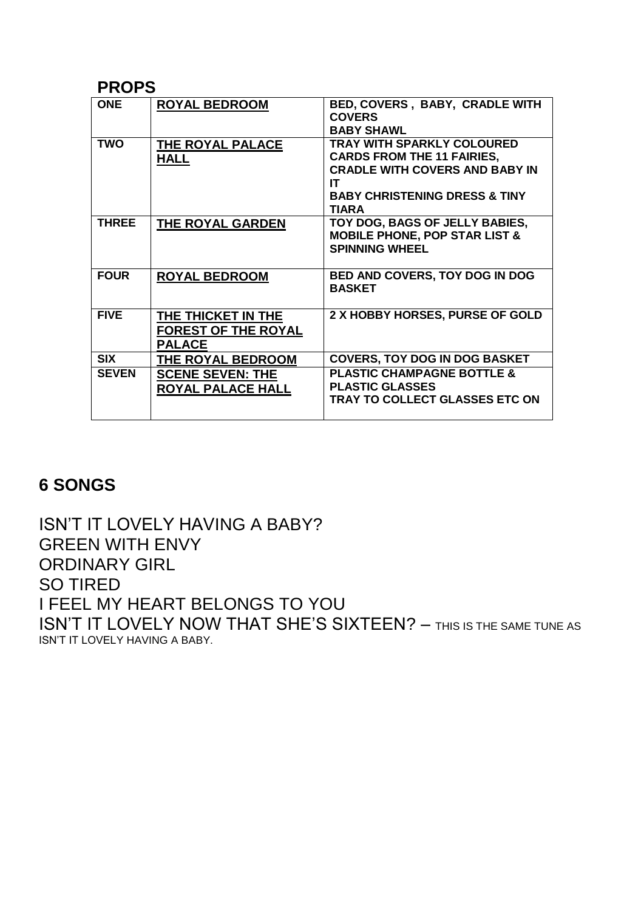## PROPS

| | | |
|---|---|---|
| **ONE** | **ROYAL BEDROOM** | **BED, COVERS , BABY, CRADLE WITH COVERS<br>BABY SHAWL** |
| **TWO** | **THE ROYAL PALACE HALL** | **TRAY WITH SPARKLY COLOURED CARDS FROM THE 11 FAIRIES, CRADLE WITH COVERS AND BABY IN IT<br>BABY CHRISTENING DRESS & TINY TIARA** |
| **THREE** | **THE ROYAL GARDEN** | **TOY DOG, BAGS OF JELLY BABIES, MOBILE PHONE, POP STAR LIST & SPINNING WHEEL** |
| **FOUR** | **ROYAL BEDROOM** | **BED AND COVERS, TOY DOG IN DOG BASKET** |
| **FIVE** | **THE THICKET IN THE FOREST OF THE ROYAL PALACE** | **2 X HOBBY HORSES, PURSE OF GOLD** |
| **SIX** | **THE ROYAL BEDROOM** | **COVERS, TOY DOG IN DOG BASKET** |
| **SEVEN** | **SCENE SEVEN: THE ROYAL PALACE HALL** | **PLASTIC CHAMPAGNE BOTTLE & PLASTIC GLASSES<br>TRAY TO COLLECT GLASSES ETC ON** |

## 6 SONGS

ISN'T IT LOVELY HAVING A BABY?
GREEN WITH ENVY
ORDINARY GIRL
SO TIRED
I FEEL MY HEART BELONGS TO YOU
ISN'T IT LOVELY NOW THAT SHE'S SIXTEEN? – THIS IS THE SAME TUNE AS ISN'T IT LOVELY HAVING A BABY.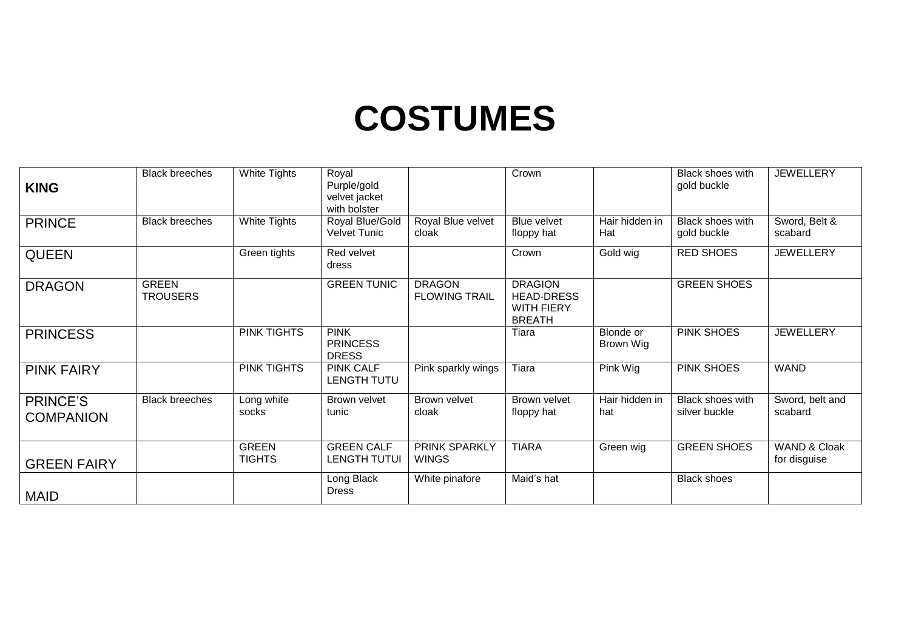# COSTUMES

| | | | | | | | | |
|---|---|---|---|---|---|---|---|---|
| **KING** | Black breeches | White Tights | Royal Purple/gold velvet jacket with bolster | | Crown | | Black shoes with gold buckle | JEWELLERY |
| PRINCE | Black breeches | White Tights | Royal Blue/Gold Velvet Tunic | Royal Blue velvet cloak | Blue velvet floppy hat | Hair hidden in Hat | Black shoes with gold buckle | Sword, Belt & scabard |
| QUEEN | | Green tights | Red velvet dress | | Crown | Gold wig | RED SHOES | JEWELLERY |
| DRAGON | GREEN TROUSERS | | GREEN TUNIC | DRAGON FLOWING TRAIL | DRAGION HEAD-DRESS WITH FIERY BREATH | | GREEN SHOES | |
| PRINCESS | | PINK TIGHTS | PINK PRINCESS DRESS | | Tiara | Blonde or Brown Wig | PINK SHOES | JEWELLERY |
| PINK FAIRY | | PINK TIGHTS | PINK CALF LENGTH TUTU | Pink sparkly wings | Tiara | Pink Wig | PINK SHOES | WAND |
| PRINCE'S COMPANION | Black breeches | Long white socks | Brown velvet tunic | Brown velvet cloak | Brown velvet floppy hat | Hair hidden in hat | Black shoes with silver buckle | Sword, belt and scabard |
| GREEN FAIRY | | GREEN TIGHTS | GREEN CALF LENGTH TUTUI | PRINK SPARKLY WINGS | TIARA | Green wig | GREEN SHOES | WAND & Cloak for disguise |
| MAID | | | Long Black Dress | White pinafore | Maid's hat | | Black shoes | |